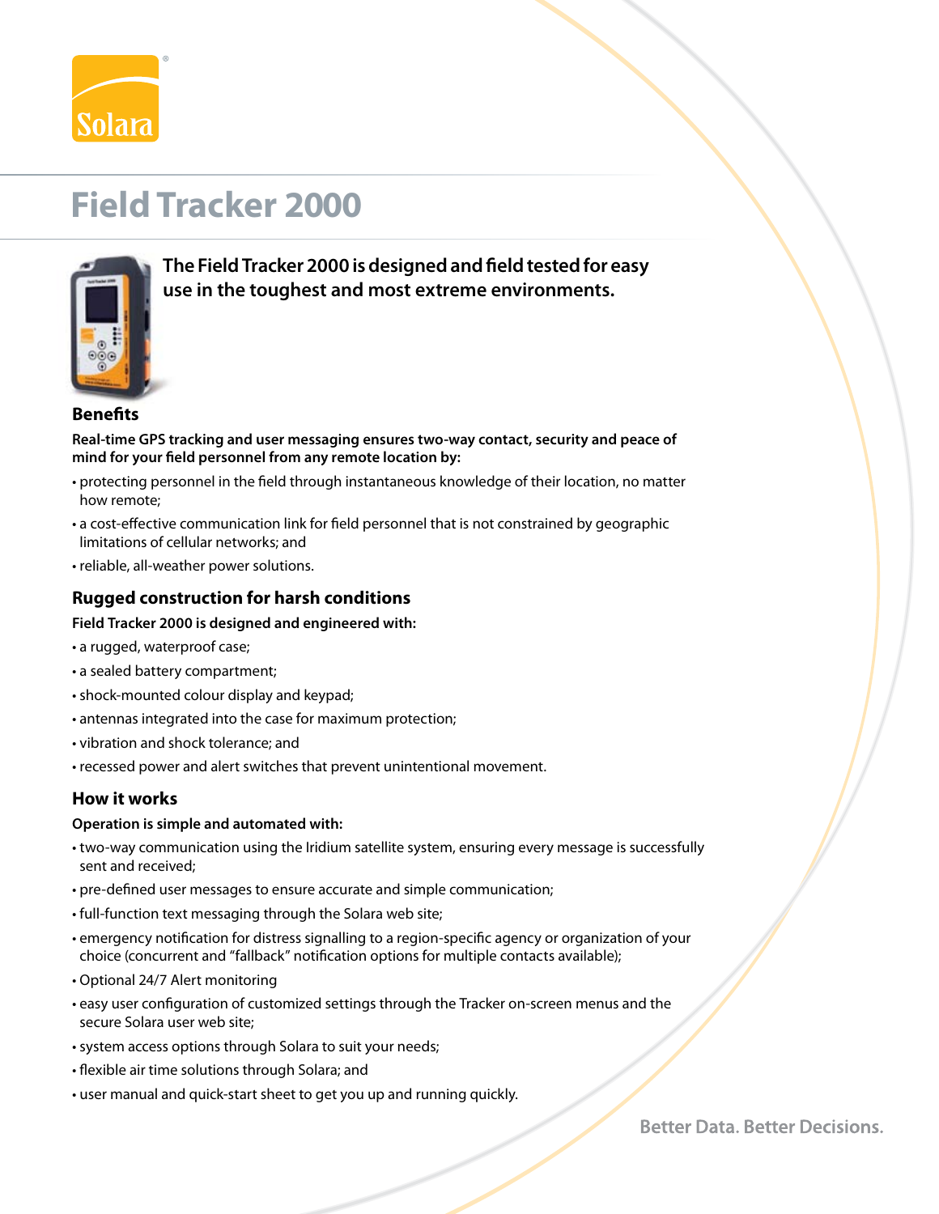# Field Tracker 2000

**The Field Tracker 2000 is designed and field tested for easy use in the toughest and most extreme environments.**

## Benefits

**Real-time GPS tracking and user messaging ensures two-way contact, security and peace of mind for your field personnel from any remote location by:**

- protecting personnel in the field through instantaneous knowledge of their location, no matter how remote;
- a cost-effective communication link for field personnel that is not constrained by geographic limitations of cellular networks; and
- reliable, all-weather power solutions.

## Rugged construction for harsh conditions

**Field Tracker 2000 is designed and engineered with:**

- a rugged, waterproof case;
- a sealed battery compartment;
- shock-mounted colour display and keypad;
- antennas integrated into the case for maximum protection;
- vibration and shock tolerance; and
- recessed power and alert switches that prevent unintentional movement.

## How it works

**Operation is simple and automated with:**

- two-way communication using the Iridium satellite system, ensuring every message is successfully sent and received;
- pre-defined user messages to ensure accurate and simple communication;
- full-function text messaging through the Solara web site;
- emergency notification for distress signalling to a region-specific agency or organization of your choice (concurrent and "fallback" notification options for multiple contacts available);
- Optional 24/7 Alert monitoring
- easy user configuration of customized settings through the Tracker on-screen menus and the secure Solara user web site;
- system access options through Solara to suit your needs;
- flexible air time solutions through Solara; and
- user manual and quick-start sheet to get you up and running quickly.

Better Data. Better Decisions.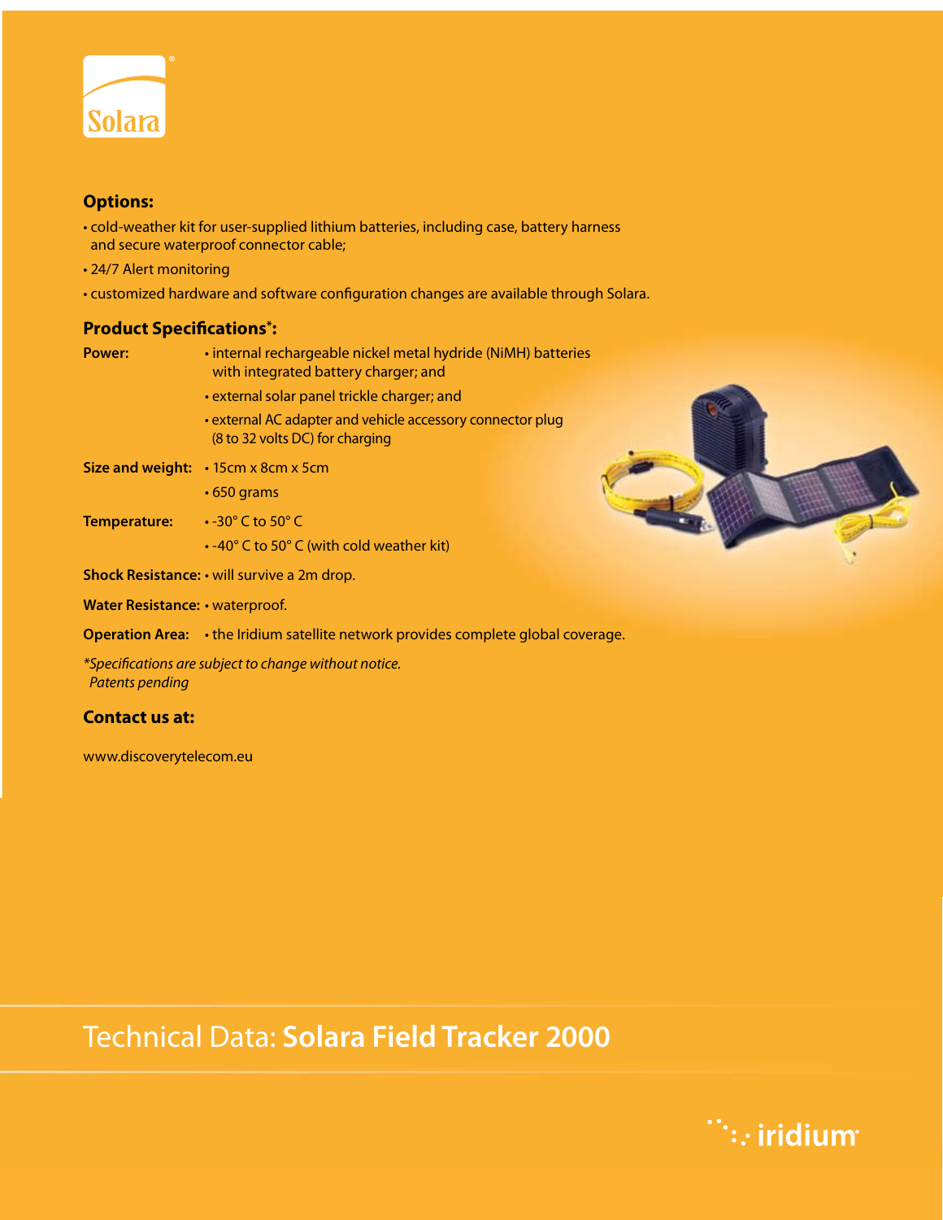Solara®

## Options:

- cold-weather kit for user-supplied lithium batteries, including case, battery harness and secure waterproof connector cable;
- 24/7 Alert monitoring
- customized hardware and software configuration changes are available through Solara.

## Product Specifications*:

**Power:**
- internal rechargeable nickel metal hydride (NiMH) batteries with integrated battery charger; and
- external solar panel trickle charger; and
- external AC adapter and vehicle accessory connector plug (8 to 32 volts DC) for charging

**Size and weight:**
- 15cm x 8cm x 5cm
- 650 grams

**Temperature:**
- -30° C to 50° C
- -40° C to 50° C (with cold weather kit)

**Shock Resistance:** • will survive a 2m drop.

**Water Resistance:** • waterproof.

**Operation Area:** • the Iridium satellite network provides complete global coverage.

*\*Specifications are subject to change without notice.*
*Patents pending*

## Contact us at:

www.discoverytelecom.eu

# Technical Data: **Solara Field Tracker 2000**

iridium